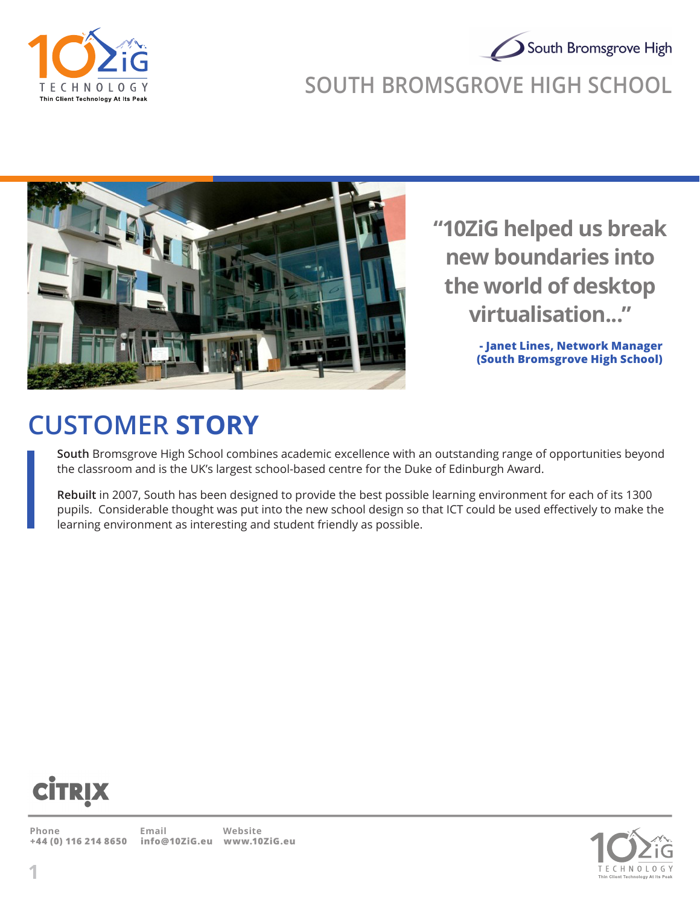# SOUTH BROMSGROVE HIGH SCHOOL

> "10ZiG helped us break new boundaries into the world of desktop virtualisation..."
>
> **- Janet Lines, Network Manager (South Bromsgrove High School)**

## CUSTOMER **STORY**

**South** Bromsgrove High School combines academic excellence with an outstanding range of opportunities beyond the classroom and is the UK's largest school-based centre for the Duke of Edinburgh Award.

**Rebuilt** in 2007, South has been designed to provide the best possible learning environment for each of its 1300 pupils. Considerable thought was put into the new school design so that ICT could be used effectively to make the learning environment as interesting and student friendly as possible.

**Phone**
**+44 (0) 116 214 8650**

**Email**
**info@10ZiG.eu**

**Website**
**www.10ZiG.eu**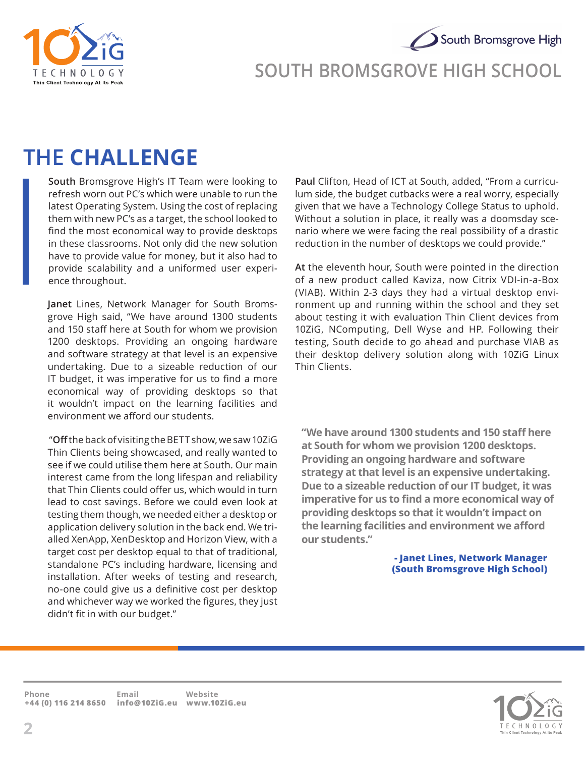# SOUTH BROMSGROVE HIGH SCHOOL

## THE CHALLENGE

**South** Bromsgrove High's IT Team were looking to refresh worn out PC's which were unable to run the latest Operating System. Using the cost of replacing them with new PC's as a target, the school looked to find the most economical way to provide desktops in these classrooms. Not only did the new solution have to provide value for money, but it also had to provide scalability and a uniformed user experience throughout.

**Janet** Lines, Network Manager for South Bromsgrove High said, "We have around 1300 students and 150 staff here at South for whom we provision 1200 desktops. Providing an ongoing hardware and software strategy at that level is an expensive undertaking. Due to a sizeable reduction of our IT budget, it was imperative for us to find a more economical way of providing desktops so that it wouldn't impact on the learning facilities and environment we afford our students.

"**Off** the back of visiting the BETT show, we saw 10ZiG Thin Clients being showcased, and really wanted to see if we could utilise them here at South. Our main interest came from the long lifespan and reliability that Thin Clients could offer us, which would in turn lead to cost savings. Before we could even look at testing them though, we needed either a desktop or application delivery solution in the back end. We trialled XenApp, XenDesktop and Horizon View, with a target cost per desktop equal to that of traditional, standalone PC's including hardware, licensing and installation. After weeks of testing and research, no-one could give us a definitive cost per desktop and whichever way we worked the figures, they just didn't fit in with our budget."

**Paul** Clifton, Head of ICT at South, added, "From a curriculum side, the budget cutbacks were a real worry, especially given that we have a Technology College Status to uphold. Without a solution in place, it really was a doomsday scenario where we were facing the real possibility of a drastic reduction in the number of desktops we could provide."

**At** the eleventh hour, South were pointed in the direction of a new product called Kaviza, now Citrix VDI-in-a-Box (VIAB). Within 2-3 days they had a virtual desktop environment up and running within the school and they set about testing it with evaluation Thin Client devices from 10ZiG, NComputing, Dell Wyse and HP. Following their testing, South decide to go ahead and purchase VIAB as their desktop delivery solution along with 10ZiG Linux Thin Clients.

> **"We have around 1300 students and 150 staff here at South for whom we provision 1200 desktops. Providing an ongoing hardware and software strategy at that level is an expensive undertaking. Due to a sizeable reduction of our IT budget, it was imperative for us to find a more economical way of providing desktops so that it wouldn't impact on the learning facilities and environment we afford our students."**
>
> **- Janet Lines, Network Manager (South Bromsgrove High School)**

**Phone** +44 (0) 116 214 8650 | **Email** info@10ZiG.eu | **Website** www.10ZiG.eu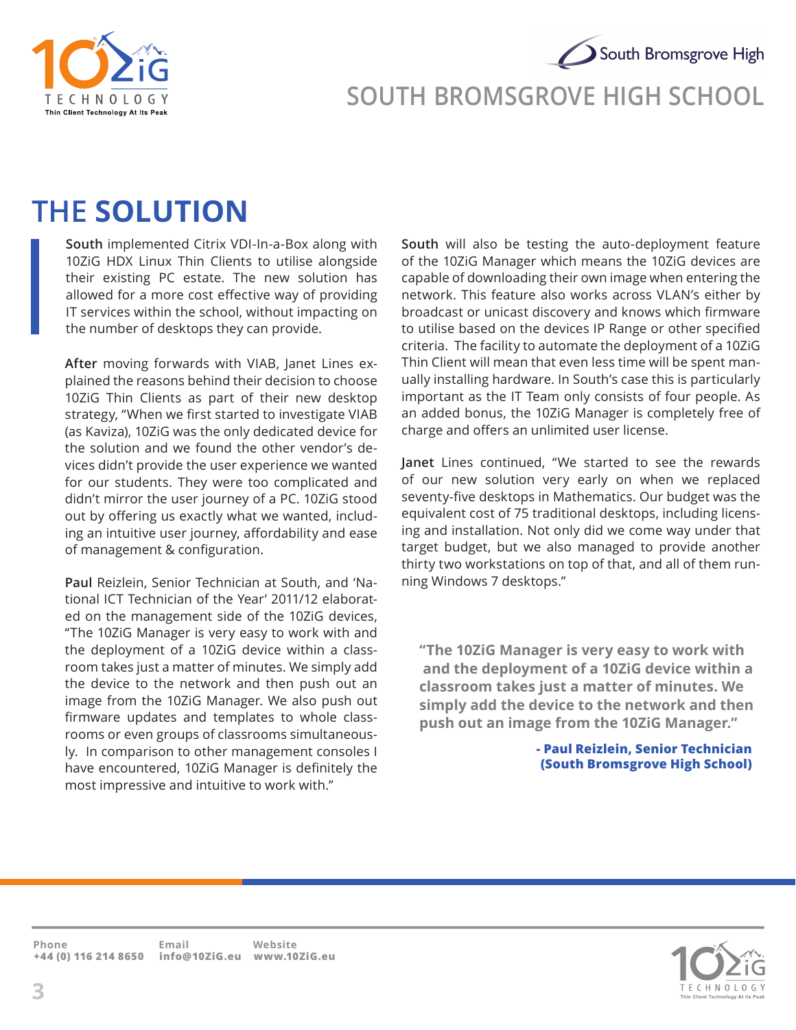# THE SOLUTION

**South** implemented Citrix VDI-In-a-Box along with 10ZiG HDX Linux Thin Clients to utilise alongside their existing PC estate. The new solution has allowed for a more cost effective way of providing IT services within the school, without impacting on the number of desktops they can provide.

**After** moving forwards with VIAB, Janet Lines explained the reasons behind their decision to choose 10ZiG Thin Clients as part of their new desktop strategy, "When we first started to investigate VIAB (as Kaviza), 10ZiG was the only dedicated device for the solution and we found the other vendor's devices didn't provide the user experience we wanted for our students. They were too complicated and didn't mirror the user journey of a PC. 10ZiG stood out by offering us exactly what we wanted, including an intuitive user journey, affordability and ease of management & configuration.

**Paul** Reizlein, Senior Technician at South, and 'National ICT Technician of the Year' 2011/12 elaborated on the management side of the 10ZiG devices, "The 10ZiG Manager is very easy to work with and the deployment of a 10ZiG device within a classroom takes just a matter of minutes. We simply add the device to the network and then push out an image from the 10ZiG Manager. We also push out firmware updates and templates to whole classrooms or even groups of classrooms simultaneously. In comparison to other management consoles I have encountered, 10ZiG Manager is definitely the most impressive and intuitive to work with."

**South** will also be testing the auto-deployment feature of the 10ZiG Manager which means the 10ZiG devices are capable of downloading their own image when entering the network. This feature also works across VLAN's either by broadcast or unicast discovery and knows which firmware to utilise based on the devices IP Range or other specified criteria. The facility to automate the deployment of a 10ZiG Thin Client will mean that even less time will be spent manually installing hardware. In South's case this is particularly important as the IT Team only consists of four people. As an added bonus, the 10ZiG Manager is completely free of charge and offers an unlimited user license.

**Janet** Lines continued, "We started to see the rewards of our new solution very early on when we replaced seventy-five desktops in Mathematics. Our budget was the equivalent cost of 75 traditional desktops, including licensing and installation. Not only did we come way under that target budget, but we also managed to provide another thirty two workstations on top of that, and all of them running Windows 7 desktops."

> **"The 10ZiG Manager is very easy to work with and the deployment of a 10ZiG device within a classroom takes just a matter of minutes. We simply add the device to the network and then push out an image from the 10ZiG Manager."**
>
> **- Paul Reizlein, Senior Technician (South Bromsgrove High School)**

**Phone** +44 (0) 116 214 8650 | **Email** info@10ZiG.eu | **Website** www.10ZiG.eu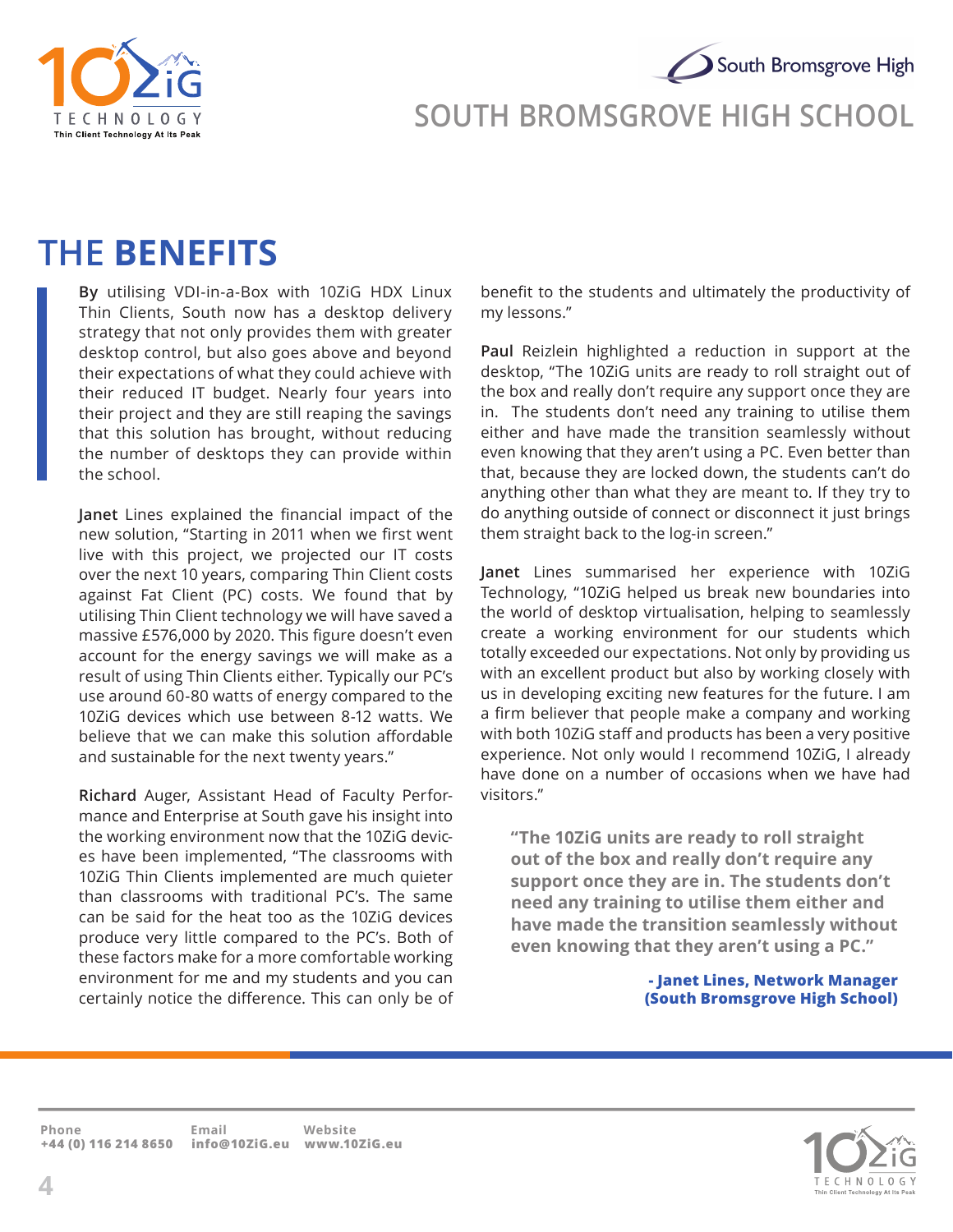# SOUTH BROMSGROVE HIGH SCHOOL

## THE BENEFITS

**By** utilising VDI-in-a-Box with 10ZiG HDX Linux Thin Clients, South now has a desktop delivery strategy that not only provides them with greater desktop control, but also goes above and beyond their expectations of what they could achieve with their reduced IT budget. Nearly four years into their project and they are still reaping the savings that this solution has brought, without reducing the number of desktops they can provide within the school.

**Janet** Lines explained the financial impact of the new solution, "Starting in 2011 when we first went live with this project, we projected our IT costs over the next 10 years, comparing Thin Client costs against Fat Client (PC) costs. We found that by utilising Thin Client technology we will have saved a massive £576,000 by 2020. This figure doesn't even account for the energy savings we will make as a result of using Thin Clients either. Typically our PC's use around 60-80 watts of energy compared to the 10ZiG devices which use between 8-12 watts. We believe that we can make this solution affordable and sustainable for the next twenty years."

**Richard** Auger, Assistant Head of Faculty Performance and Enterprise at South gave his insight into the working environment now that the 10ZiG devices have been implemented, "The classrooms with 10ZiG Thin Clients implemented are much quieter than classrooms with traditional PC's. The same can be said for the heat too as the 10ZiG devices produce very little compared to the PC's. Both of these factors make for a more comfortable working environment for me and my students and you can certainly notice the difference. This can only be of benefit to the students and ultimately the productivity of my lessons."

**Paul** Reizlein highlighted a reduction in support at the desktop, "The 10ZiG units are ready to roll straight out of the box and really don't require any support once they are in. The students don't need any training to utilise them either and have made the transition seamlessly without even knowing that they aren't using a PC. Even better than that, because they are locked down, the students can't do anything other than what they are meant to. If they try to do anything outside of connect or disconnect it just brings them straight back to the log-in screen."

**Janet** Lines summarised her experience with 10ZiG Technology, "10ZiG helped us break new boundaries into the world of desktop virtualisation, helping to seamlessly create a working environment for our students which totally exceeded our expectations. Not only by providing us with an excellent product but also by working closely with us in developing exciting new features for the future. I am a firm believer that people make a company and working with both 10ZiG staff and products has been a very positive experience. Not only would I recommend 10ZiG, I already have done on a number of occasions when we have had visitors."

> **"The 10ZiG units are ready to roll straight out of the box and really don't require any support once they are in. The students don't need any training to utilise them either and have made the transition seamlessly without even knowing that they aren't using a PC."**
>
> **- Janet Lines, Network Manager (South Bromsgrove High School)**

**Phone** +44 (0) 116 214 8650 **Email** info@10ZiG.eu **Website** www.10ZiG.eu